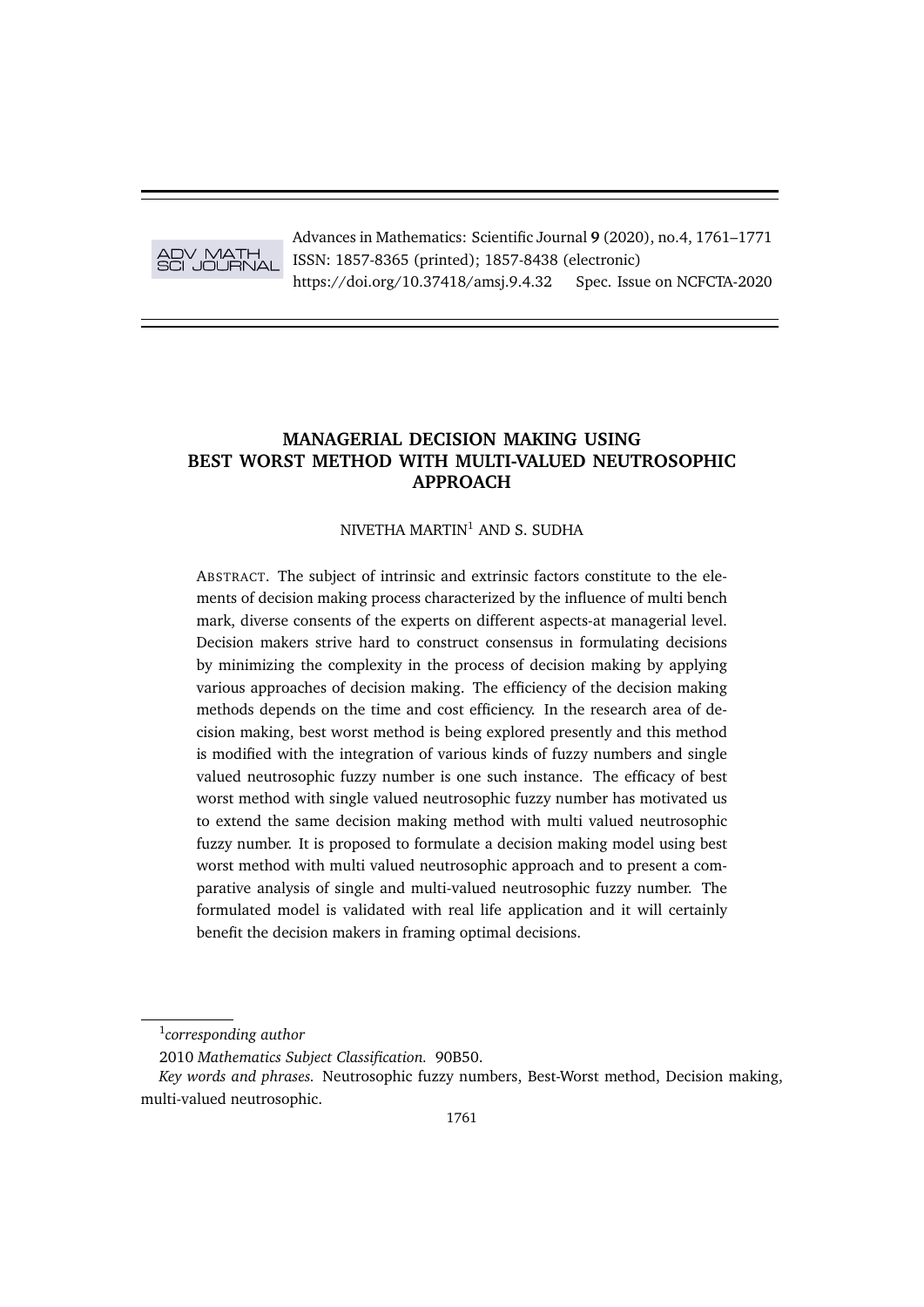# MANAGERIAL DECISION MAKING USING BEST WORST METHOD WITH MULTI-VALUED NEUTROSOPHIC APPROACH

NIVETHA MARTIN[1] AND S. SUDHA

ABSTRACT. The subject of intrinsic and extrinsic factors constitute to the elements of decision making process characterized by the influence of multi bench mark, diverse consents of the experts on different aspects-at managerial level. Decision makers strive hard to construct consensus in formulating decisions by minimizing the complexity in the process of decision making by applying various approaches of decision making. The efficiency of the decision making methods depends on the time and cost efficiency. In the research area of decision making, best worst method is being explored presently and this method is modified with the integration of various kinds of fuzzy numbers and single valued neutrosophic fuzzy number is one such instance. The efficacy of best worst method with single valued neutrosophic fuzzy number has motivated us to extend the same decision making method with multi valued neutrosophic fuzzy number. It is proposed to formulate a decision making model using best worst method with multi valued neutrosophic approach and to present a comparative analysis of single and multi-valued neutrosophic fuzzy number. The formulated model is validated with real life application and it will certainly benefit the decision makers in framing optimal decisions.

---

[1] *corresponding author*

2010 *Mathematics Subject Classification.* 90B50.

*Key words and phrases.* Neutrosophic fuzzy numbers, Best-Worst method, Decision making, multi-valued neutrosophic.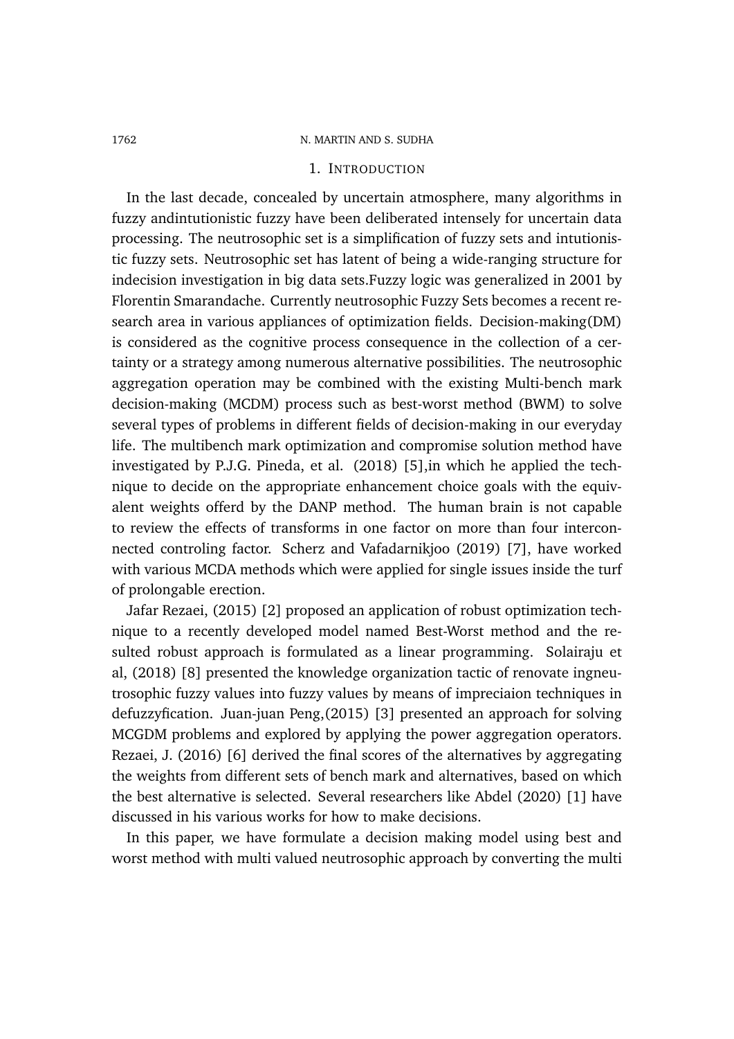## 1. Introduction

In the last decade, concealed by uncertain atmosphere, many algorithms in fuzzy andintutionistic fuzzy have been deliberated intensely for uncertain data processing. The neutrosophic set is a simplification of fuzzy sets and intutionistic fuzzy sets. Neutrosophic set has latent of being a wide-ranging structure for indecision investigation in big data sets.Fuzzy logic was generalized in 2001 by Florentin Smarandache. Currently neutrosophic Fuzzy Sets becomes a recent research area in various appliances of optimization fields. Decision-making(DM) is considered as the cognitive process consequence in the collection of a certainty or a strategy among numerous alternative possibilities. The neutrosophic aggregation operation may be combined with the existing Multi-bench mark decision-making (MCDM) process such as best-worst method (BWM) to solve several types of problems in different fields of decision-making in our everyday life. The multibench mark optimization and compromise solution method have investigated by P.J.G. Pineda, et al. (2018) [5],in which he applied the technique to decide on the appropriate enhancement choice goals with the equivalent weights offerd by the DANP method. The human brain is not capable to review the effects of transforms in one factor on more than four interconnected controling factor. Scherz and Vafadarnikjoo (2019) [7], have worked with various MCDA methods which were applied for single issues inside the turf of prolongable erection.

Jafar Rezaei, (2015) [2] proposed an application of robust optimization technique to a recently developed model named Best-Worst method and the resulted robust approach is formulated as a linear programming. Solairaju et al, (2018) [8] presented the knowledge organization tactic of renovate ingneutrosophic fuzzy values into fuzzy values by means of impreciaion techniques in defuzzyfication. Juan-juan Peng,(2015) [3] presented an approach for solving MCGDM problems and explored by applying the power aggregation operators. Rezaei, J. (2016) [6] derived the final scores of the alternatives by aggregating the weights from different sets of bench mark and alternatives, based on which the best alternative is selected. Several researchers like Abdel (2020) [1] have discussed in his various works for how to make decisions.

In this paper, we have formulate a decision making model using best and worst method with multi valued neutrosophic approach by converting the multi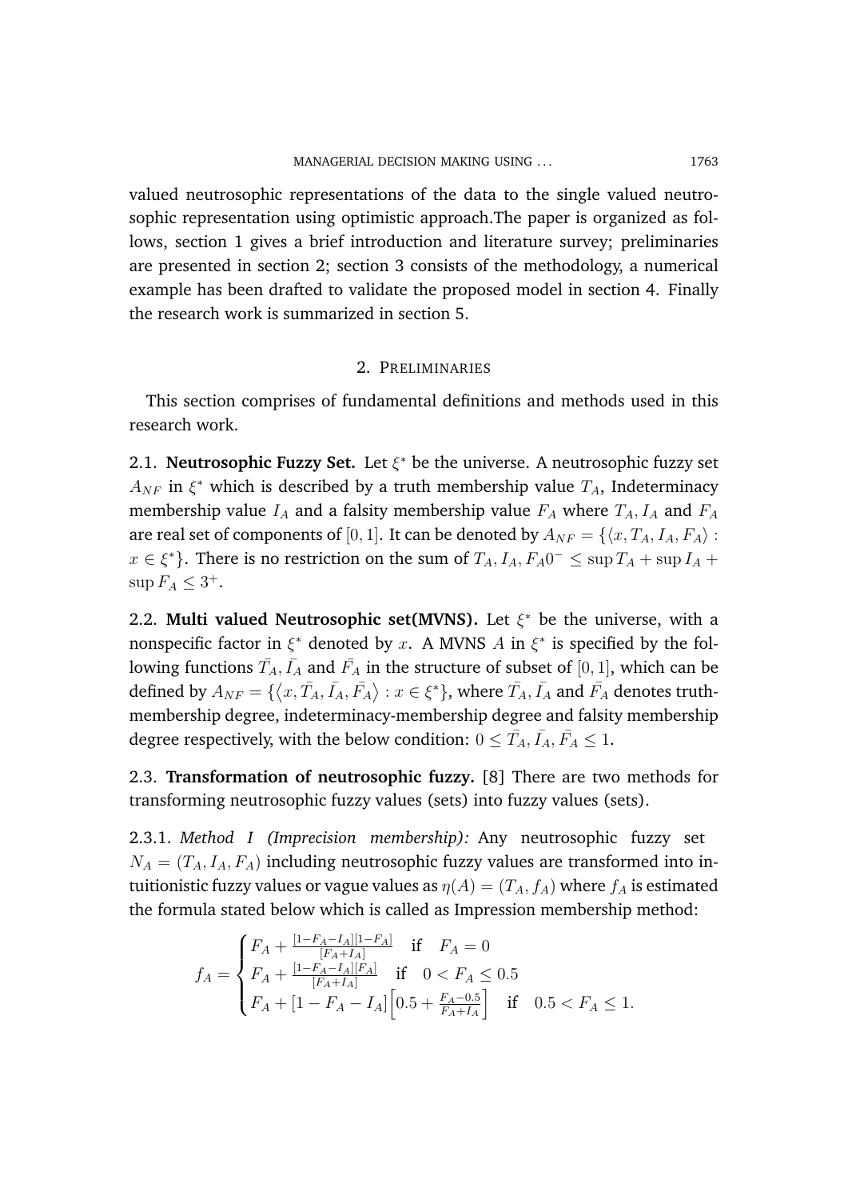valued neutrosophic representations of the data to the single valued neutrosophic representation using optimistic approach.The paper is organized as follows, section 1 gives a brief introduction and literature survey; preliminaries are presented in section 2; section 3 consists of the methodology, a numerical example has been drafted to validate the proposed model in section 4. Finally the research work is summarized in section 5.

## 2. Preliminaries

This section comprises of fundamental definitions and methods used in this research work.

2.1. **Neutrosophic Fuzzy Set.** Let $\xi^*$ be the universe. A neutrosophic fuzzy set $A_{NF}$ in $\xi^*$ which is described by a truth membership value $T_A$, Indeterminacy membership value $I_A$ and a falsity membership value $F_A$ where $T_A, I_A$ and $F_A$ are real set of components of $[0,1]$. It can be denoted by $A_{NF} = \{\langle x, T_A, I_A, F_A\rangle : x \in \xi^*\}$. There is no restriction on the sum of $T_A, I_A, F_A 0^- \leq \sup T_A + \sup I_A + \sup F_A \leq 3^+$.

2.2. **Multi valued Neutrosophic set(MVNS).** Let $\xi^*$ be the universe, with a nonspecific factor in $\xi^*$ denoted by $x$. A MVNS $A$ in $\xi^*$ is specified by the following functions $\bar{T_A}, \bar{I_A}$ and $\bar{F_A}$ in the structure of subset of $[0,1]$, which can be defined by $A_{NF} = \{\langle x, \bar{T_A}, \bar{I_A}, \bar{F_A}\rangle : x \in \xi^*\}$, where $\bar{T_A}, \bar{I_A}$ and $\bar{F_A}$ denotes truth-membership degree, indeterminacy-membership degree and falsity membership degree respectively, with the below condition: $0 \leq \bar{T_A}, \bar{I_A}, \bar{F_A} \leq 1$.

2.3. **Transformation of neutrosophic fuzzy.** [8] There are two methods for transforming neutrosophic fuzzy values (sets) into fuzzy values (sets).

2.3.1. *Method I (Imprecision membership):* Any neutrosophic fuzzy set $N_A = (T_A, I_A, F_A)$ including neutrosophic fuzzy values are transformed into intuitionistic fuzzy values or vague values as $\eta(A) = (T_A, f_A)$ where $f_A$ is estimated the formula stated below which is called as Impression membership method:

$$f_A = \begin{cases} F_A + \frac{[1-F_A-I_A][1-F_A]}{[F_A+I_A]} & \text{if} \quad F_A = 0 \\ F_A + \frac{[1-F_A-I_A][F_A]}{[F_A+I_A]} & \text{if} \quad 0 < F_A \leq 0.5 \\ F_A + [1-F_A-I_A]\Big[0.5 + \frac{F_A-0.5}{F_A+I_A}\Big] & \text{if} \quad 0.5 < F_A \leq 1. \end{cases}$$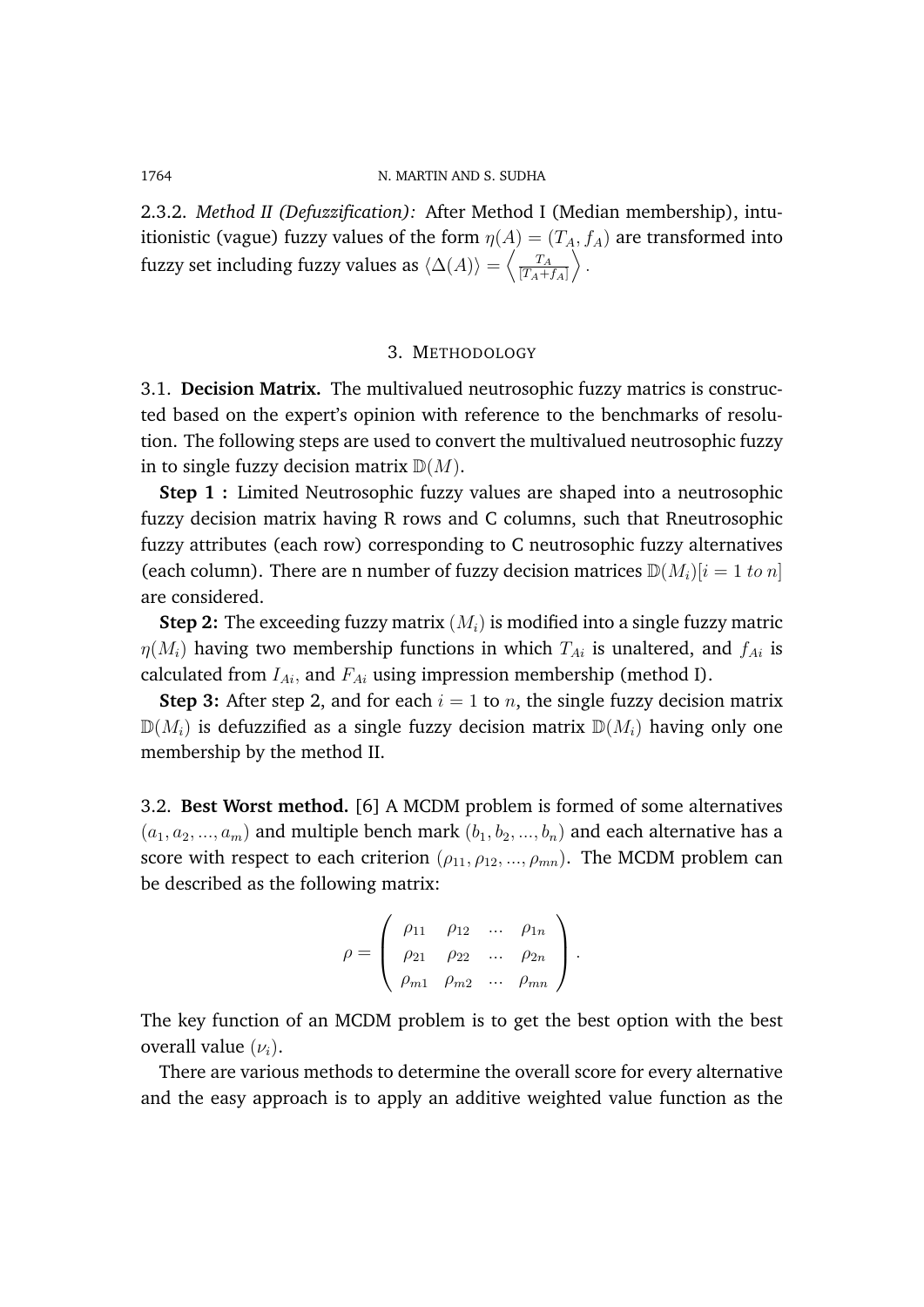2.3.2. *Method II (Defuzzification):* After Method I (Median membership), intuitionistic (vague) fuzzy values of the form $\eta(A) = (T_A, f_A)$ are transformed into fuzzy set including fuzzy values as $\langle \Delta(A) \rangle = \left\langle \frac{T_A}{[T_A + f_A]} \right\rangle$.

## 3. Methodology

3.1. **Decision Matrix.** The multivalued neutrosophic fuzzy matrics is constructed based on the expert's opinion with reference to the benchmarks of resolution. The following steps are used to convert the multivalued neutrosophic fuzzy in to single fuzzy decision matrix $\mathbb{D}(M)$.

**Step 1 :** Limited Neutrosophic fuzzy values are shaped into a neutrosophic fuzzy decision matrix having R rows and C columns, such that Rneutrosophic fuzzy attributes (each row) corresponding to C neutrosophic fuzzy alternatives (each column). There are n number of fuzzy decision matrices $\mathbb{D}(M_i)[i = 1 \; to \; n]$ are considered.

**Step 2:** The exceeding fuzzy matrix $(M_i)$ is modified into a single fuzzy matric $\eta(M_i)$ having two membership functions in which $T_{Ai}$ is unaltered, and $f_{Ai}$ is calculated from $I_{Ai}$, and $F_{Ai}$ using impression membership (method I).

**Step 3:** After step 2, and for each $i = 1$ to $n$, the single fuzzy decision matrix $\mathbb{D}(M_i)$ is defuzzified as a single fuzzy decision matrix $\mathbb{D}(M_i)$ having only one membership by the method II.

3.2. **Best Worst method.** [6] A MCDM problem is formed of some alternatives $(a_1, a_2, ..., a_m)$ and multiple bench mark $(b_1, b_2, ..., b_n)$ and each alternative has a score with respect to each criterion $(\rho_{11}, \rho_{12}, ..., \rho_{mn})$. The MCDM problem can be described as the following matrix:

$$\rho = \begin{pmatrix} \rho_{11} & \rho_{12} & \dots & \rho_{1n} \\ \rho_{21} & \rho_{22} & \dots & \rho_{2n} \\ \rho_{m1} & \rho_{m2} & \dots & \rho_{mn} \end{pmatrix}.$$

The key function of an MCDM problem is to get the best option with the best overall value $(\nu_i)$.

There are various methods to determine the overall score for every alternative and the easy approach is to apply an additive weighted value function as the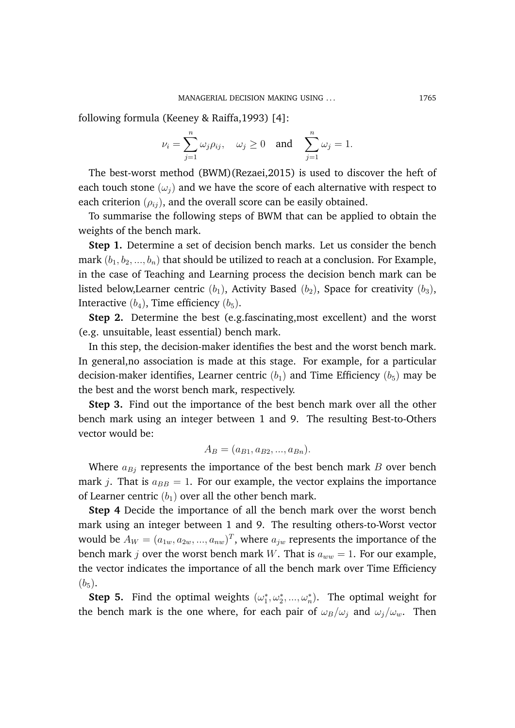following formula (Keeney & Raiffa,1993) [4]:

$$\nu_i = \sum_{j=1}^{n} \omega_j \rho_{ij}, \quad \omega_j \geq 0 \quad \text{and} \quad \sum_{j=1}^{n} \omega_j = 1.$$

The best-worst method (BWM)(Rezaei,2015) is used to discover the heft of each touch stone ($\omega_j$) and we have the score of each alternative with respect to each criterion ($\rho_{ij}$), and the overall score can be easily obtained.

To summarise the following steps of BWM that can be applied to obtain the weights of the bench mark.

**Step 1.** Determine a set of decision bench marks. Let us consider the bench mark $(b_1, b_2, ..., b_n)$ that should be utilized to reach at a conclusion. For Example, in the case of Teaching and Learning process the decision bench mark can be listed below,Learner centric ($b_1$), Activity Based ($b_2$), Space for creativity ($b_3$), Interactive ($b_4$), Time efficiency ($b_5$).

**Step 2.** Determine the best (e.g.fascinating,most excellent) and the worst (e.g. unsuitable, least essential) bench mark.

In this step, the decision-maker identifies the best and the worst bench mark. In general,no association is made at this stage. For example, for a particular decision-maker identifies, Learner centric ($b_1$) and Time Efficiency ($b_5$) may be the best and the worst bench mark, respectively.

**Step 3.** Find out the importance of the best bench mark over all the other bench mark using an integer between 1 and 9. The resulting Best-to-Others vector would be:

$$A_B = (a_{B1}, a_{B2}, ..., a_{Bn}).$$

Where $a_{Bj}$ represents the importance of the best bench mark $B$ over bench mark $j$. That is $a_{BB} = 1$. For our example, the vector explains the importance of Learner centric ($b_1$) over all the other bench mark.

**Step 4** Decide the importance of all the bench mark over the worst bench mark using an integer between 1 and 9. The resulting others-to-Worst vector would be $A_W = (a_{1w}, a_{2w}, ..., a_{nw})^T$, where $a_{jw}$ represents the importance of the bench mark $j$ over the worst bench mark $W$. That is $a_{ww} = 1$. For our example, the vector indicates the importance of all the bench mark over Time Efficiency ($b_5$).

**Step 5.** Find the optimal weights $(\omega_1^*, \omega_2^*, ..., \omega_n^*)$. The optimal weight for the bench mark is the one where, for each pair of $\omega_B/\omega_j$ and $\omega_j/\omega_w$. Then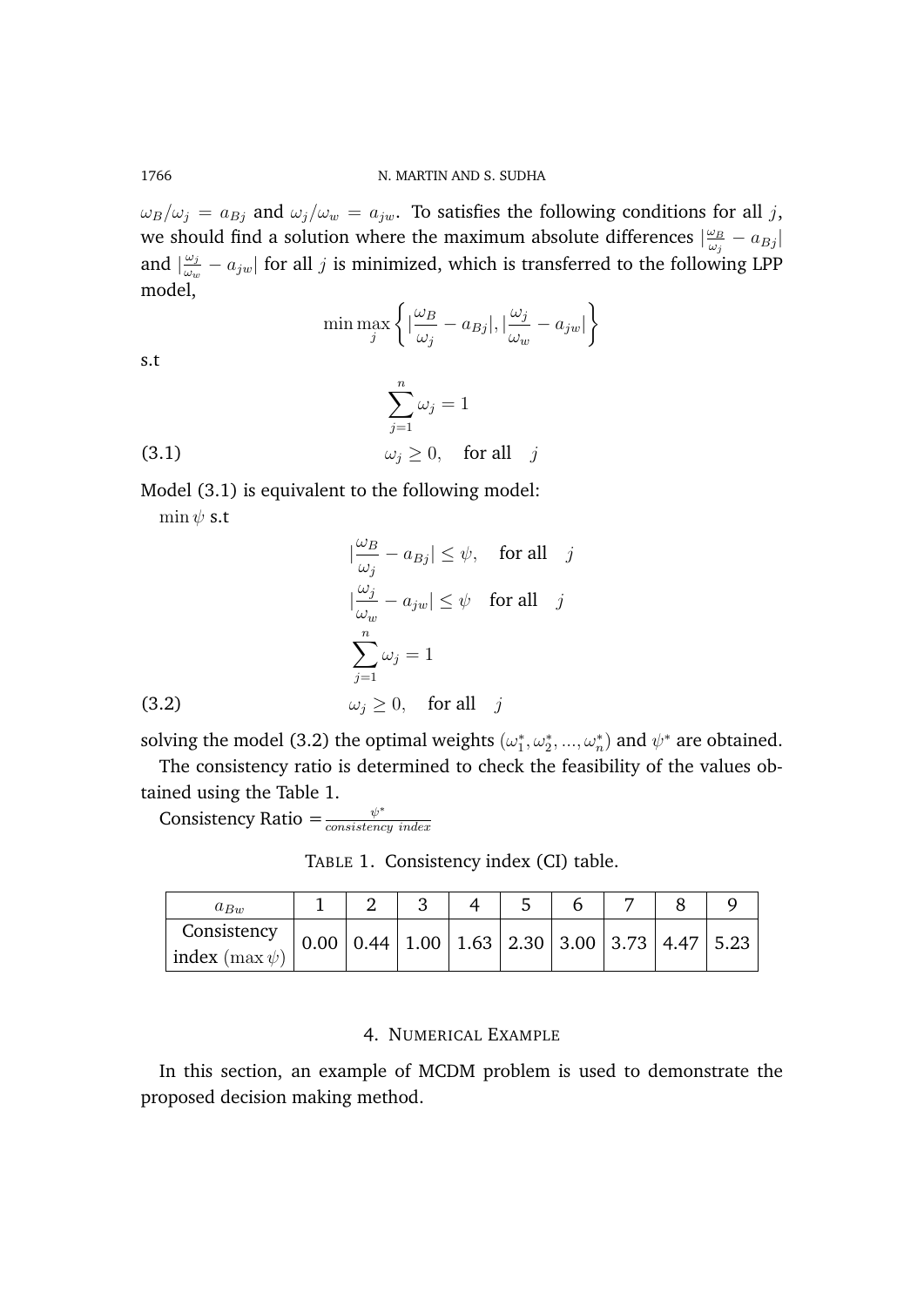$\omega_B/\omega_j = a_{Bj}$ and $\omega_j/\omega_w = a_{jw}$. To satisfies the following conditions for all $j$, we should find a solution where the maximum absolute differences $|\frac{\omega_B}{\omega_j} - a_{Bj}|$ and $|\frac{\omega_j}{\omega_w} - a_{jw}|$ for all $j$ is minimized, which is transferred to the following LPP model,

$$\min \max_j \left\{ |\frac{\omega_B}{\omega_j} - a_{Bj}|, |\frac{\omega_j}{\omega_w} - a_{jw}| \right\}$$

s.t

$$\sum_{j=1}^{n} \omega_j = 1$$

$$\omega_j \geq 0, \quad \text{for all} \quad j \tag{3.1}$$

Model (3.1) is equivalent to the following model:

$\min \psi$ s.t

$$|\frac{\omega_B}{\omega_j} - a_{Bj}| \leq \psi, \quad \text{for all} \quad j$$

$$|\frac{\omega_j}{\omega_w} - a_{jw}| \leq \psi \quad \text{for all} \quad j$$

$$\sum_{j=1}^{n} \omega_j = 1$$

$$\omega_j \geq 0, \quad \text{for all} \quad j \tag{3.2}$$

solving the model (3.2) the optimal weights $(\omega_1^*, \omega_2^*, ..., \omega_n^*)$ and $\psi^*$ are obtained.

The consistency ratio is determined to check the feasibility of the values obtained using the Table 1.

Consistency Ratio $= \frac{\psi^*}{consistency\ index}$

TABLE 1. Consistency index (CI) table.

| $a_{Bw}$ | 1 | 2 | 3 | 4 | 5 | 6 | 7 | 8 | 9 |
|---|---|---|---|---|---|---|---|---|---|
| Consistency index $(\max \psi)$ | 0.00 | 0.44 | 1.00 | 1.63 | 2.30 | 3.00 | 3.73 | 4.47 | 5.23 |

## 4. NUMERICAL EXAMPLE

In this section, an example of MCDM problem is used to demonstrate the proposed decision making method.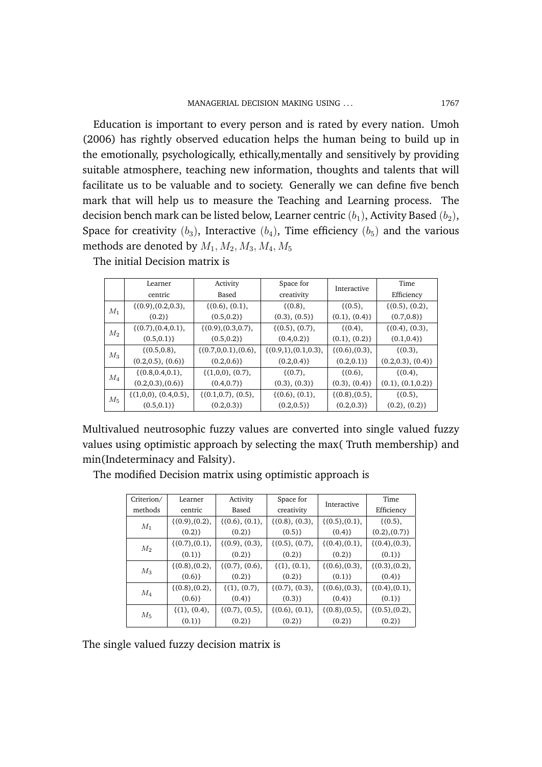Education is important to every person and is rated by every nation. Umoh (2006) has rightly observed education helps the human being to build up in the emotionally, psychologically, ethically,mentally and sensitively by providing suitable atmosphere, teaching new information, thoughts and talents that will facilitate us to be valuable and to society. Generally we can define five bench mark that will help us to measure the Teaching and Learning process. The decision bench mark can be listed below, Learner centric $(b_1)$, Activity Based $(b_2)$, Space for creativity $(b_3)$, Interactive $(b_4)$, Time efficiency $(b_5)$ and the various methods are denoted by $M_1, M_2, M_3, M_4, M_5$

The initial Decision matrix is

| | Learner centric | Activity Based | Space for creativity | Interactive | Time Efficiency |
|---|---|---|---|---|---|
| $M_1$ | {(0.9),(0.2,0.3), (0.2)} | {(0.6), (0.1), (0.5,0.2)} | {(0.8), (0.3), (0.5)} | {(0.5), (0.1), (0.4)} | {(0.5), (0.2), (0.7,0.8)} |
| $M_2$ | {(0.7),(0.4,0.1), (0.5,0.1)} | {(0.9),(0.3,0.7), (0.5,0.2)} | {(0.5), (0.7), (0.4,0.2)} | {(0.4), (0.1), (0.2)} | {(0.4), (0.3), (0.1,0.4)} |
| $M_3$ | {(0.5,0.8), (0.2,0.5), (0.6)} | {(0.7,0,0.1),(0.6), (0.2,0.6)} | {(0.9,1),(0.1,0.3), (0.2,0.4)} | {(0.6),(0.3), (0.2,0.1)} | {(0.3), (0.2,0.3), (0.4)} |
| $M_4$ | {(0.8,0.4,0.1), (0.2,0.3),(0.6)} | {(1,0,0), (0.7), (0.4,0.7)} | {(0.7), (0.3), (0.3)} | {(0.6), (0.3), (0.4)} | {(0.4), (0.1), (0.1,0.2)} |
| $M_5$ | {(1,0,0), (0.4,0.5), (0.5,0.1)} | {(0.1,0.7), (0.5), (0.2,0.3)} | {(0.6), (0.1), (0.2,0.5)} | {(0.8),(0.5), (0.2,0.3)} | {(0.5), (0.2), (0.2)} |

Multivalued neutrosophic fuzzy values are converted into single valued fuzzy values using optimistic approach by selecting the max( Truth membership) and min(Indeterminacy and Falsity).

The modified Decision matrix using optimistic approach is

| Criterion/ methods | Learner centric | Activity Based | Space for creativity | Interactive | Time Efficiency |
|---|---|---|---|---|---|
| $M_1$ | {(0.9),(0.2), (0.2)} | {(0.6), (0.1), (0.2)} | {(0.8), (0.3), (0.5)} | {(0.5),(0.1), (0.4)} | {(0.5), (0.2),(0.7)} |
| $M_2$ | {(0.7),(0.1), (0.1)} | {(0.9), (0.3), (0.2)} | {(0.5), (0.7), (0.2)} | {(0.4),(0.1), (0.2)} | {(0.4),(0.3), (0.1)} |
| $M_3$ | {(0.8),(0.2), (0.6)} | {(0.7), (0.6), (0.2)} | {(1), (0.1), (0.2)} | {(0.6),(0.3), (0.1)} | {(0.3),(0.2), (0.4)} |
| $M_4$ | {(0.8),(0.2), (0.6)} | {(1), (0.7), (0.4)} | {(0.7), (0.3), (0.3)} | {(0.6),(0.3), (0.4)} | {(0.4),(0.1), (0.1)} |
| $M_5$ | {(1), (0.4), (0.1)} | {(0.7), (0.5), (0.2)} | {(0.6), (0.1), (0.2)} | {(0.8),(0.5), (0.2)} | {(0.5),(0.2), (0.2)} |

The single valued fuzzy decision matrix is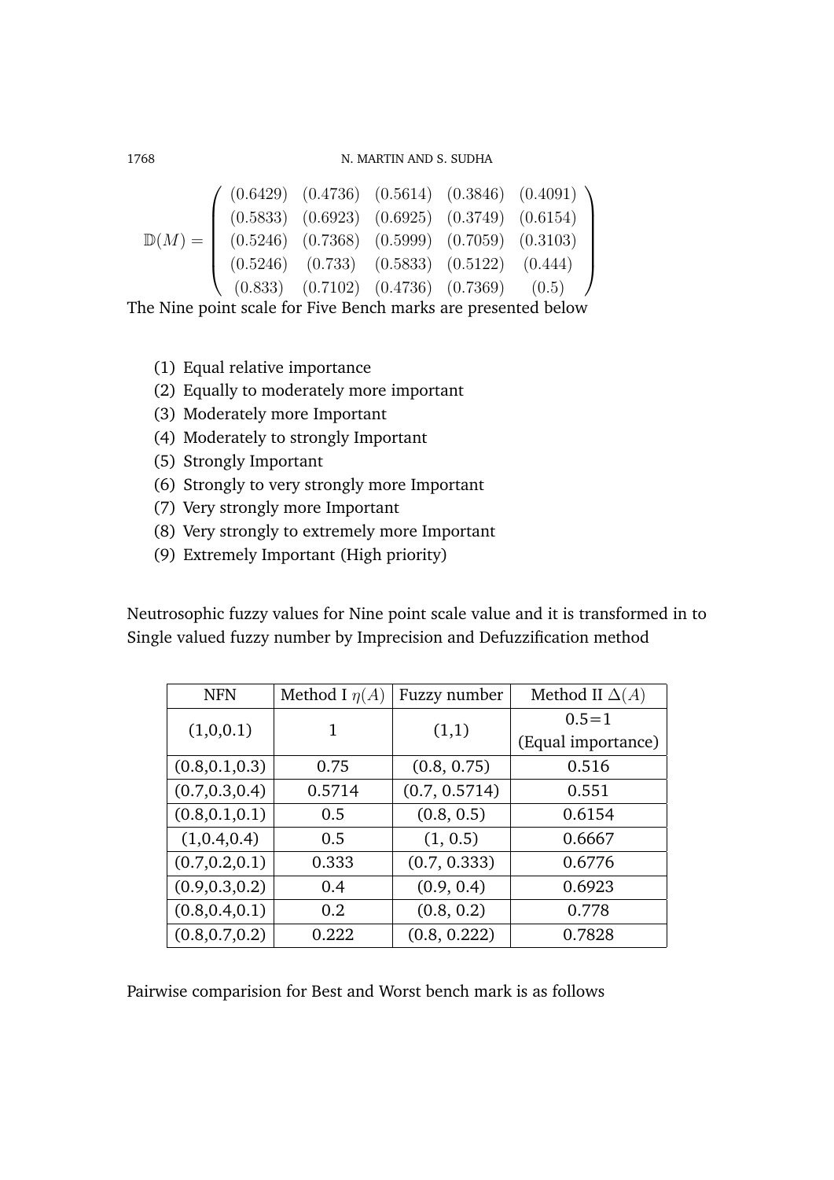$$\mathbb{D}(M) = \begin{pmatrix} (0.6429) & (0.4736) & (0.5614) & (0.3846) & (0.4091) \\ (0.5833) & (0.6923) & (0.6925) & (0.3749) & (0.6154) \\ (0.5246) & (0.7368) & (0.5999) & (0.7059) & (0.3103) \\ (0.5246) & (0.733) & (0.5833) & (0.5122) & (0.444) \\ (0.833) & (0.7102) & (0.4736) & (0.7369) & (0.5) \end{pmatrix}$$

The Nine point scale for Five Bench marks are presented below

(1) Equal relative importance
(2) Equally to moderately more important
(3) Moderately more Important
(4) Moderately to strongly Important
(5) Strongly Important
(6) Strongly to very strongly more Important
(7) Very strongly more Important
(8) Very strongly to extremely more Important
(9) Extremely Important (High priority)

Neutrosophic fuzzy values for Nine point scale value and it is transformed in to Single valued fuzzy number by Imprecision and Defuzzification method

| NFN | Method I $\eta(A)$ | Fuzzy number | Method II $\Delta(A)$ |
|---|---|---|---|
| (1,0,0.1) | 1 | (1,1) | 0.5=1 (Equal importance) |
| (0.8,0.1,0.3) | 0.75 | (0.8, 0.75) | 0.516 |
| (0.7,0.3,0.4) | 0.5714 | (0.7, 0.5714) | 0.551 |
| (0.8,0.1,0.1) | 0.5 | (0.8, 0.5) | 0.6154 |
| (1,0.4,0.4) | 0.5 | (1, 0.5) | 0.6667 |
| (0.7,0.2,0.1) | 0.333 | (0.7, 0.333) | 0.6776 |
| (0.9,0.3,0.2) | 0.4 | (0.9, 0.4) | 0.6923 |
| (0.8,0.4,0.1) | 0.2 | (0.8, 0.2) | 0.778 |
| (0.8,0.7,0.2) | 0.222 | (0.8, 0.222) | 0.7828 |

Pairwise comparision for Best and Worst bench mark is as follows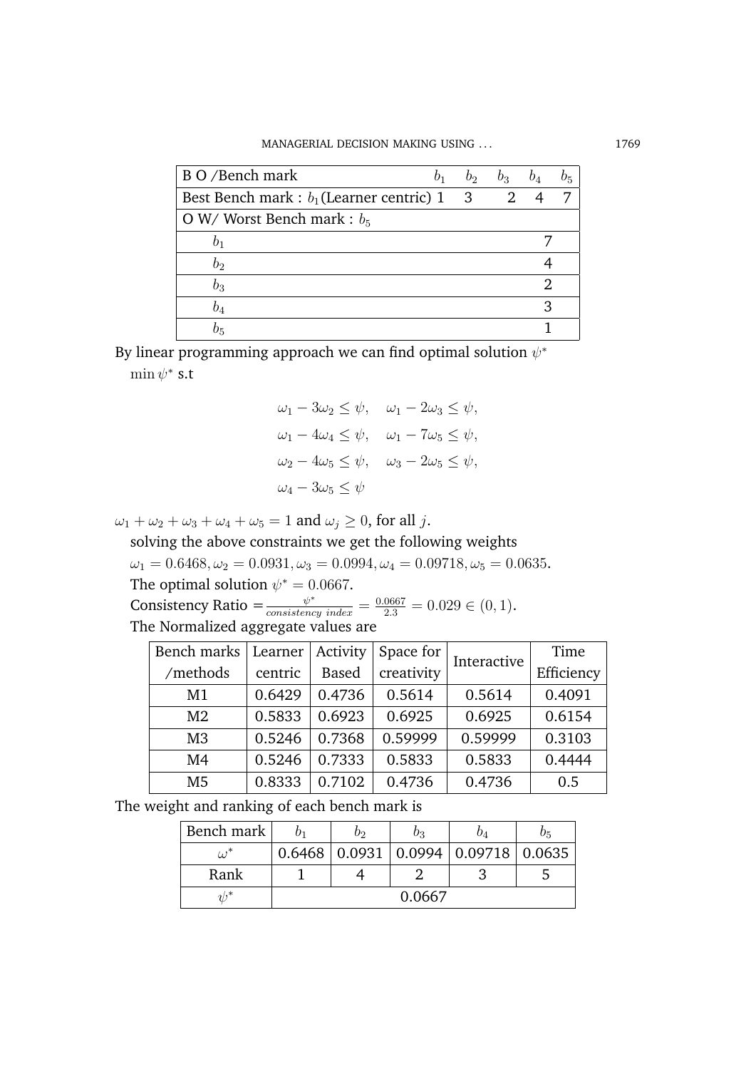| B O /Bench mark | $b_1$ | $b_2$ | $b_3$ | $b_4$ | $b_5$ |
|---|---|---|---|---|---|
| Best Bench mark : $b_1$(Learner centric) | 1 | 3 | 2 | 4 | 7 |
| O W/ Worst Bench mark : $b_5$ | | | | | |
| $b_1$ | | | | | 7 |
| $b_2$ | | | | | 4 |
| $b_3$ | | | | | 2 |
| $b_4$ | | | | | 3 |
| $b_5$ | | | | | 1 |

By linear programming approach we can find optimal solution $\psi^*$

$\min \psi^*$ s.t

$$\omega_1 - 3\omega_2 \leq \psi, \quad \omega_1 - 2\omega_3 \leq \psi,$$
$$\omega_1 - 4\omega_4 \leq \psi, \quad \omega_1 - 7\omega_5 \leq \psi,$$
$$\omega_2 - 4\omega_5 \leq \psi, \quad \omega_3 - 2\omega_5 \leq \psi,$$
$$\omega_4 - 3\omega_5 \leq \psi$$

$\omega_1 + \omega_2 + \omega_3 + \omega_4 + \omega_5 = 1$ and $\omega_j \geq 0$, for all $j$.

solving the above constraints we get the following weights

$\omega_1 = 0.6468, \omega_2 = 0.0931, \omega_3 = 0.0994, \omega_4 = 0.09718, \omega_5 = 0.0635.$

The optimal solution $\psi^* = 0.0667$.

Consistency Ratio $= \frac{\psi^*}{consistency\ index} = \frac{0.0667}{2.3} = 0.029 \in (0, 1).$

The Normalized aggregate values are

| Bench marks /methods | Learner centric | Activity Based | Space for creativity | Interactive | Time Efficiency |
|---|---|---|---|---|---|
| M1 | 0.6429 | 0.4736 | 0.5614 | 0.5614 | 0.4091 |
| M2 | 0.5833 | 0.6923 | 0.6925 | 0.6925 | 0.6154 |
| M3 | 0.5246 | 0.7368 | 0.59999 | 0.59999 | 0.3103 |
| M4 | 0.5246 | 0.7333 | 0.5833 | 0.5833 | 0.4444 |
| M5 | 0.8333 | 0.7102 | 0.4736 | 0.4736 | 0.5 |

The weight and ranking of each bench mark is

| Bench mark | $b_1$ | $b_2$ | $b_3$ | $b_4$ | $b_5$ |
|---|---|---|---|---|---|
| $\omega^*$ | 0.6468 | 0.0931 | 0.0994 | 0.09718 | 0.0635 |
| Rank | 1 | 4 | 2 | 3 | 5 |
| $\psi^*$ | 0.0667 | | | | |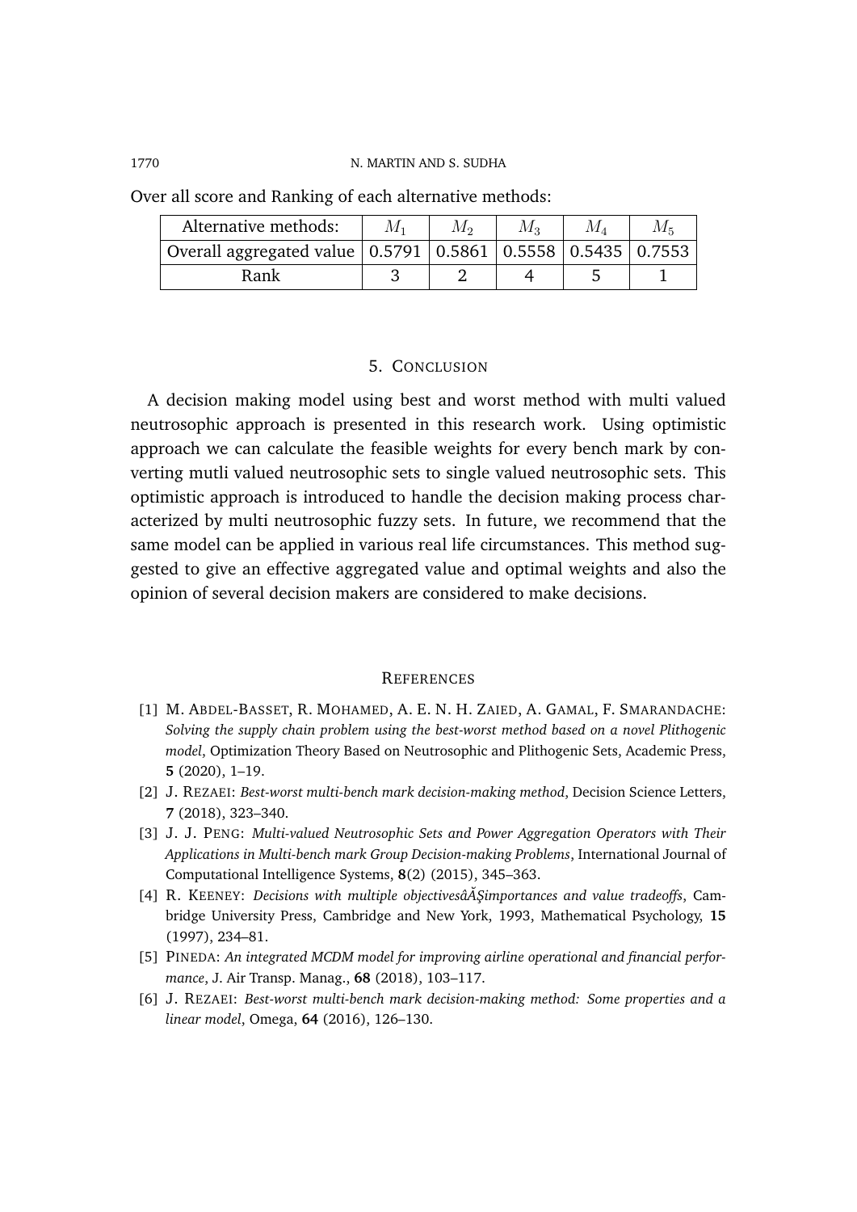Over all score and Ranking of each alternative methods:

| Alternative methods: | $M_1$ | $M_2$ | $M_3$ | $M_4$ | $M_5$ |
|---|---|---|---|---|---|
| Overall aggregated value | 0.5791 | 0.5861 | 0.5558 | 0.5435 | 0.7553 |
| Rank | 3 | 2 | 4 | 5 | 1 |

## 5. CONCLUSION

A decision making model using best and worst method with multi valued neutrosophic approach is presented in this research work. Using optimistic approach we can calculate the feasible weights for every bench mark by converting mutli valued neutrosophic sets to single valued neutrosophic sets. This optimistic approach is introduced to handle the decision making process characterized by multi neutrosophic fuzzy sets. In future, we recommend that the same model can be applied in various real life circumstances. This method suggested to give an effective aggregated value and optimal weights and also the opinion of several decision makers are considered to make decisions.

## REFERENCES

[1] M. ABDEL-BASSET, R. MOHAMED, A. E. N. H. ZAIED, A. GAMAL, F. SMARANDACHE: *Solving the supply chain problem using the best-worst method based on a novel Plithogenic model*, Optimization Theory Based on Neutrosophic and Plithogenic Sets, Academic Press, **5** (2020), 1–19.

[2] J. REZAEI: *Best-worst multi-bench mark decision-making method*, Decision Science Letters, **7** (2018), 323–340.

[3] J. J. PENG: *Multi-valued Neutrosophic Sets and Power Aggregation Operators with Their Applications in Multi-bench mark Group Decision-making Problems*, International Journal of Computational Intelligence Systems, **8**(2) (2015), 345–363.

[4] R. KEENEY: *Decisions with multiple objectivesâĂŞimportances and value tradeoffs*, Cambridge University Press, Cambridge and New York, 1993, Mathematical Psychology, **15** (1997), 234–81.

[5] PINEDA: *An integrated MCDM model for improving airline operational and financial performance*, J. Air Transp. Manag., **68** (2018), 103–117.

[6] J. REZAEI: *Best-worst multi-bench mark decision-making method: Some properties and a linear model*, Omega, **64** (2016), 126–130.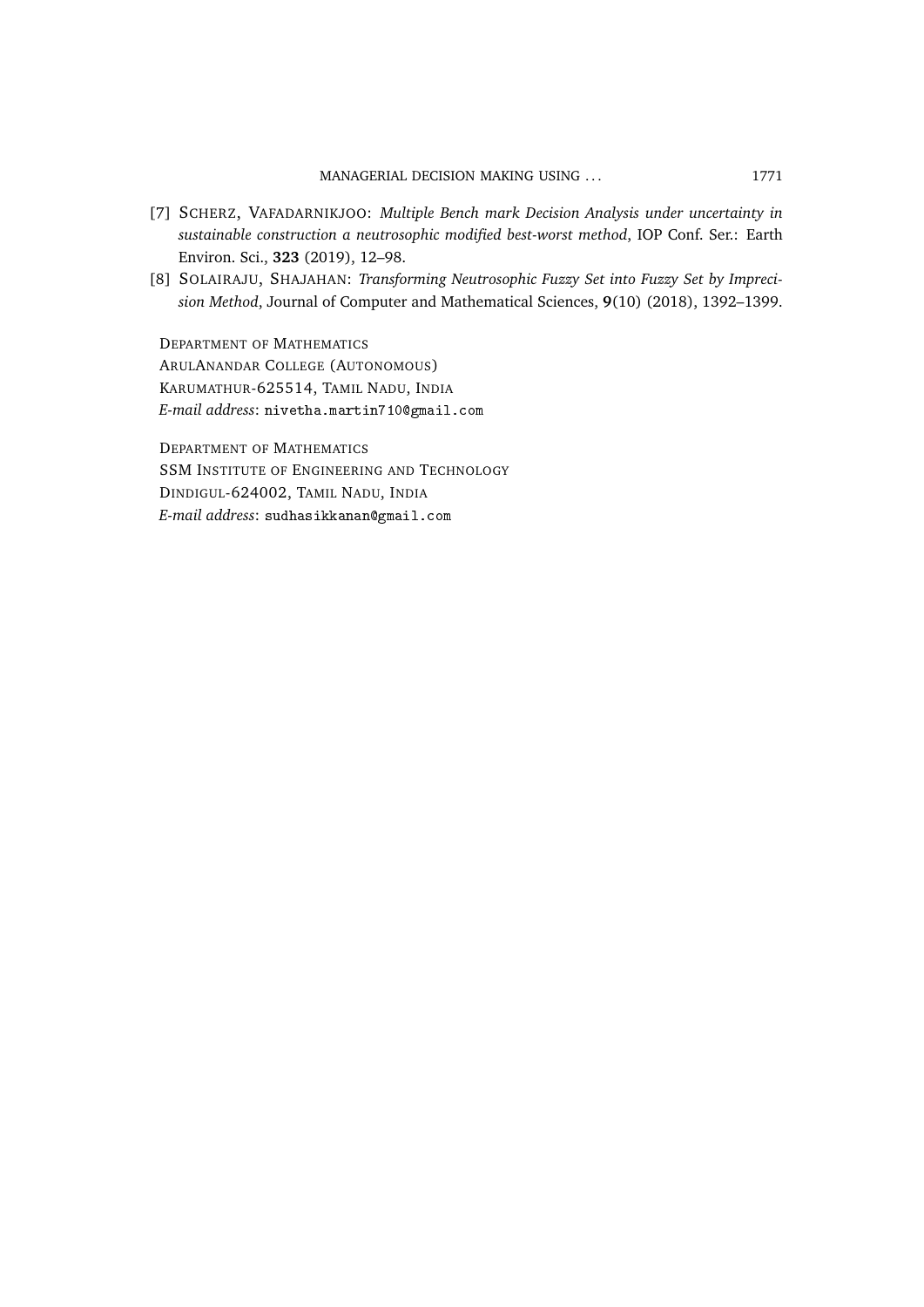[7] SCHERZ, VAFADARNIKJOO: *Multiple Bench mark Decision Analysis under uncertainty in sustainable construction a neutrosophic modified best-worst method*, IOP Conf. Ser.: Earth Environ. Sci., **323** (2019), 12–98.

[8] SOLAIRAJU, SHAJAHAN: *Transforming Neutrosophic Fuzzy Set into Fuzzy Set by Imprecision Method*, Journal of Computer and Mathematical Sciences, **9**(10) (2018), 1392–1399.

DEPARTMENT OF MATHEMATICS
ARULANANDAR COLLEGE (AUTONOMOUS)
KARUMATHUR-625514, TAMIL NADU, INDIA
*E-mail address*: nivetha.martin710@gmail.com

DEPARTMENT OF MATHEMATICS
SSM INSTITUTE OF ENGINEERING AND TECHNOLOGY
DINDIGUL-624002, TAMIL NADU, INDIA
*E-mail address*: sudhasikkanan@gmail.com